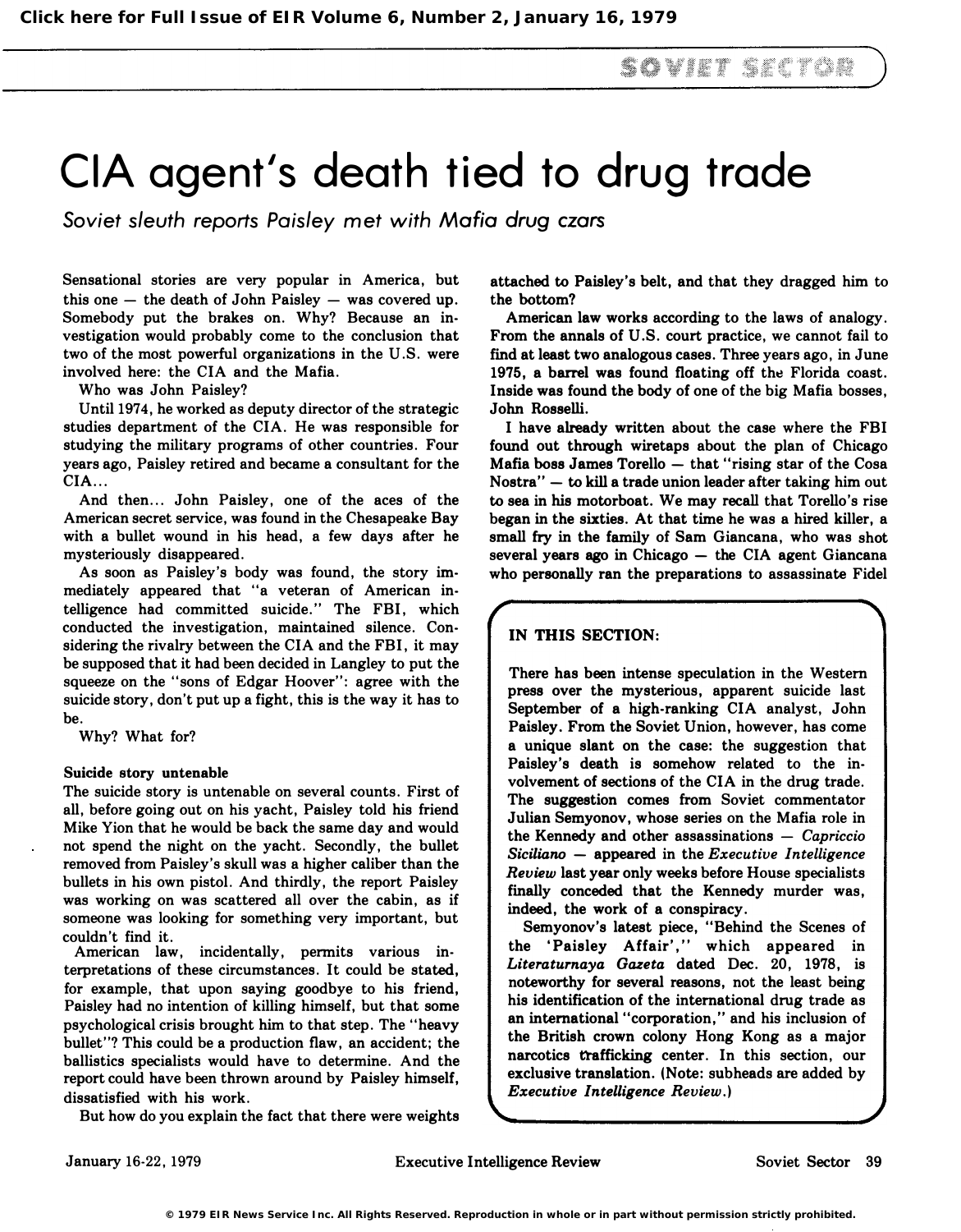# CIA agent's death tied to drug trade

*Soviet sleuth reports Paisley met with Mafia drug czars*

Sensational stories are very popular in America, but this one — the death of John Paisley — was covered up. Somebody put the brakes on. Why? Because an investigation would probably come to the conclusion that two of the most powerful organizations in the U.S. were involved here: the CIA and the Mafia.

Who was John Paisley?

Until 1974, he worked as deputy director of the strategic studies department of the CIA. He was responsible for studying the military programs of other countries. Four years ago, Paisley retired and became a consultant for the CIA...

And then... John Paisley, one of the aces of the American secret service, was found in the Chesapeake Bay with a bullet wound in his head, a few days after he mysteriously disappeared.

As soon as Paisley's body was found, the story immediately appeared that "a veteran of American intelligence had committed suicide." The FBI, which conducted the investigation, maintained silence. Considering the rivalry between the CIA and the FBI, it may be supposed that it had been decided in Langley to put the squeeze on the "sons of Edgar Hoover": agree with the suicide story, don't put up a fight, this is the way it has to be.

Why? What for?

**Suicide story untenable**

The suicide story is untenable on several counts. First of all, before going out on his yacht, Paisley told his friend Mike Yion that he would be back the same day and would not spend the night on the yacht. Secondly, the bullet removed from Paisley's skull was a higher caliber than the bullets in his own pistol. And thirdly, the report Paisley was working on was scattered all over the cabin, as if someone was looking for something very important, but couldn't find it.

American law, incidentally, permits various interpretations of these circumstances. It could be stated, for example, that upon saying goodbye to his friend, Paisley had no intention of killing himself, but that some psychological crisis brought him to that step. The "heavy bullet"? This could be a production flaw, an accident; the ballistics specialists would have to determine. And the report could have been thrown around by Paisley himself, dissatisfied with his work.

But how do you explain the fact that there were weights attached to Paisley's belt, and that they dragged him to the bottom?

American law works according to the laws of analogy. From the annals of U.S. court practice, we cannot fail to find at least two analogous cases. Three years ago, in June 1975, a barrel was found floating off the Florida coast. Inside was found the body of one of the big Mafia bosses, John Rosselli.

I have already written about the case where the FBI found out through wiretaps about the plan of Chicago Mafia boss James Torello — that "rising star of the Cosa Nostra" — to kill a trade union leader after taking him out to sea in his motorboat. We may recall that Torello's rise began in the sixties. At that time he was a hired killer, a small fry in the family of Sam Giancana, who was shot several years ago in Chicago — the CIA agent Giancana who personally ran the preparations to assassinate Fidel

> **IN THIS SECTION:**
>
> There has been intense speculation in the Western press over the mysterious, apparent suicide last September of a high-ranking CIA analyst, John Paisley. From the Soviet Union, however, has come a unique slant on the case: the suggestion that Paisley's death is somehow related to the involvement of sections of the CIA in the drug trade. The suggestion comes from Soviet commentator Julian Semyonov, whose series on the Mafia role in the Kennedy and other assassinations — *Capriccio Siciliano* — appeared in the *Executive Intelligence Review* last year only weeks before House specialists finally conceded that the Kennedy murder was, indeed, the work of a conspiracy.
>
> Semyonov's latest piece, "Behind the Scenes of the 'Paisley Affair'," which appeared in *Literaturnaya Gazeta* dated Dec. 20, 1978, is noteworthy for several reasons, not the least being his identification of the international drug trade as an international "corporation," and his inclusion of the British crown colony Hong Kong as a major narcotics trafficking center. In this section, our exclusive translation. (Note: subheads are added by *Executive Intelligence Review*.)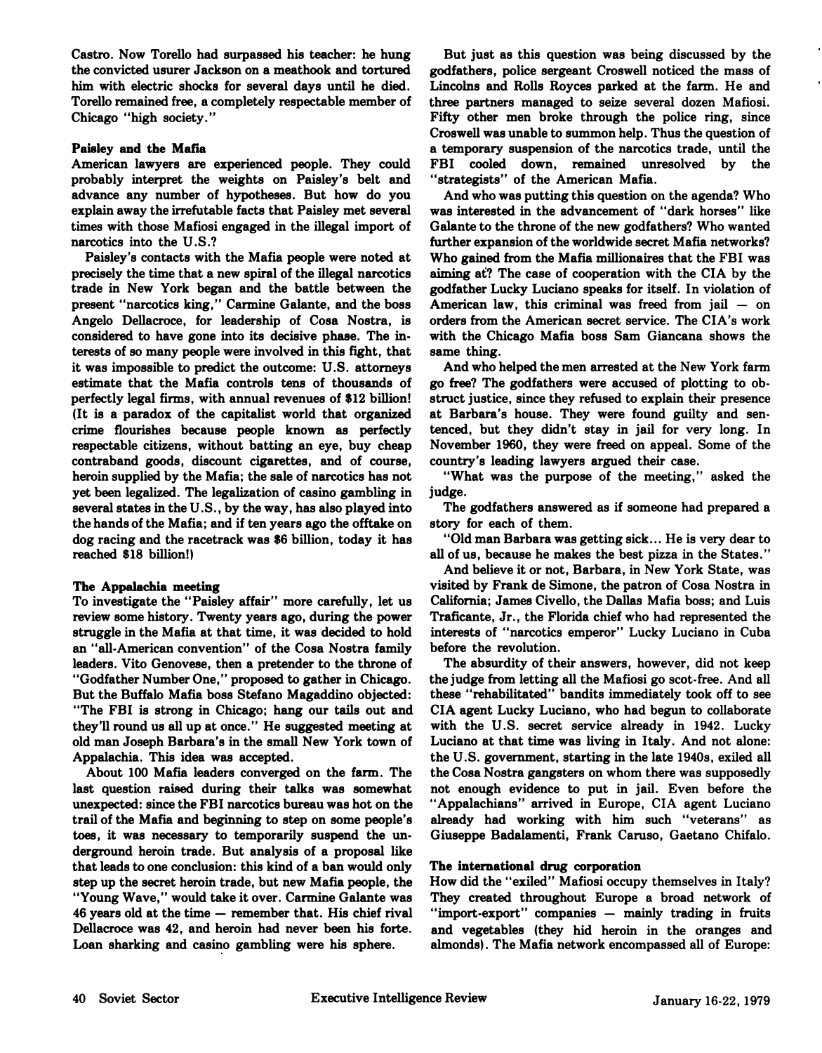Castro. Now Torello had surpassed his teacher: he hung the convicted usurer Jackson on a meathook and tortured him with electric shocks for several days until he died. Torello remained free, a completely respectable member of Chicago "high society."

**Paisley and the Mafia**

American lawyers are experienced people. They could probably interpret the weights on Paisley's belt and advance any number of hypotheses. But how do you explain away the irrefutable facts that Paisley met several times with those Mafiosi engaged in the illegal import of narcotics into the U.S.?

Paisley's contacts with the Mafia people were noted at precisely the time that a new spiral of the illegal narcotics trade in New York began and the battle between the present "narcotics king," Carmine Galante, and the boss Angelo Dellacroce, for leadership of Cosa Nostra, is considered to have gone into its decisive phase. The interests of so many people were involved in this fight, that it was impossible to predict the outcome: U.S. attorneys estimate that the Mafia controls tens of thousands of perfectly legal firms, with annual revenues of $12 billion! (It is a paradox of the capitalist world that organized crime flourishes because people known as perfectly respectable citizens, without batting an eye, buy cheap contraband goods, discount cigarettes, and of course, heroin supplied by the Mafia; the sale of narcotics has not yet been legalized. The legalization of casino gambling in several states in the U.S., by the way, has also played into the hands of the Mafia; and if ten years ago the offtake on dog racing and the racetrack was $6 billion, today it has reached $18 billion!)

**The Appalachia meeting**

To investigate the "Paisley affair" more carefully, let us review some history. Twenty years ago, during the power struggle in the Mafia at that time, it was decided to hold an "all-American convention" of the Cosa Nostra family leaders. Vito Genovese, then a pretender to the throne of "Godfather Number One," proposed to gather in Chicago. But the Buffalo Mafia boss Stefano Magaddino objected: "The FBI is strong in Chicago; hang our tails out and they'll round us all up at once." He suggested meeting at old man Joseph Barbara's in the small New York town of Appalachia. This idea was accepted.

About 100 Mafia leaders converged on the farm. The last question raised during their talks was somewhat unexpected: since the FBI narcotics bureau was hot on the trail of the Mafia and beginning to step on some people's toes, it was necessary to temporarily suspend the underground heroin trade. But analysis of a proposal like that leads to one conclusion: this kind of a ban would only step up the secret heroin trade, but new Mafia people, the "Young Wave," would take it over. Carmine Galante was 46 years old at the time — remember that. His chief rival Dellacroce was 42, and heroin had never been his forte. Loan sharking and casino gambling were his sphere.

But just as this question was being discussed by the godfathers, police sergeant Croswell noticed the mass of Lincolns and Rolls Royces parked at the farm. He and three partners managed to seize several dozen Mafiosi. Fifty other men broke through the police ring, since Croswell was unable to summon help. Thus the question of a temporary suspension of the narcotics trade, until the FBI cooled down, remained unresolved by the "strategists" of the American Mafia.

And who was putting this question on the agenda? Who was interested in the advancement of "dark horses" like Galante to the throne of the new godfathers? Who wanted further expansion of the worldwide secret Mafia networks? Who gained from the Mafia millionaires that the FBI was aiming at? The case of cooperation with the CIA by the godfather Lucky Luciano speaks for itself. In violation of American law, this criminal was freed from jail — on orders from the American secret service. The CIA's work with the Chicago Mafia boss Sam Giancana shows the same thing.

And who helped the men arrested at the New York farm go free? The godfathers were accused of plotting to obstruct justice, since they refused to explain their presence at Barbara's house. They were found guilty and sentenced, but they didn't stay in jail for very long. In November 1960, they were freed on appeal. Some of the country's leading lawyers argued their case.

"What was the purpose of the meeting," asked the judge.

The godfathers answered as if someone had prepared a story for each of them.

"Old man Barbara was getting sick... He is very dear to all of us, because he makes the best pizza in the States."

And believe it or not, Barbara, in New York State, was visited by Frank de Simone, the patron of Cosa Nostra in California; James Civello, the Dallas Mafia boss; and Luis Traficante, Jr., the Florida chief who had represented the interests of "narcotics emperor" Lucky Luciano in Cuba before the revolution.

The absurdity of their answers, however, did not keep the judge from letting all the Mafiosi go scot-free. And all these "rehabilitated" bandits immediately took off to see CIA agent Lucky Luciano, who had begun to collaborate with the U.S. secret service already in 1942. Lucky Luciano at that time was living in Italy. And not alone: the U.S. government, starting in the late 1940s, exiled all the Cosa Nostra gangsters on whom there was supposedly not enough evidence to put in jail. Even before the "Appalachians" arrived in Europe, CIA agent Luciano already had working with him such "veterans" as Giuseppe Badalamenti, Frank Caruso, Gaetano Chifalo.

**The international drug corporation**

How did the "exiled" Mafiosi occupy themselves in Italy? They created throughout Europe a broad network of "import-export" companies — mainly trading in fruits and vegetables (they hid heroin in the oranges and almonds). The Mafia network encompassed all of Europe: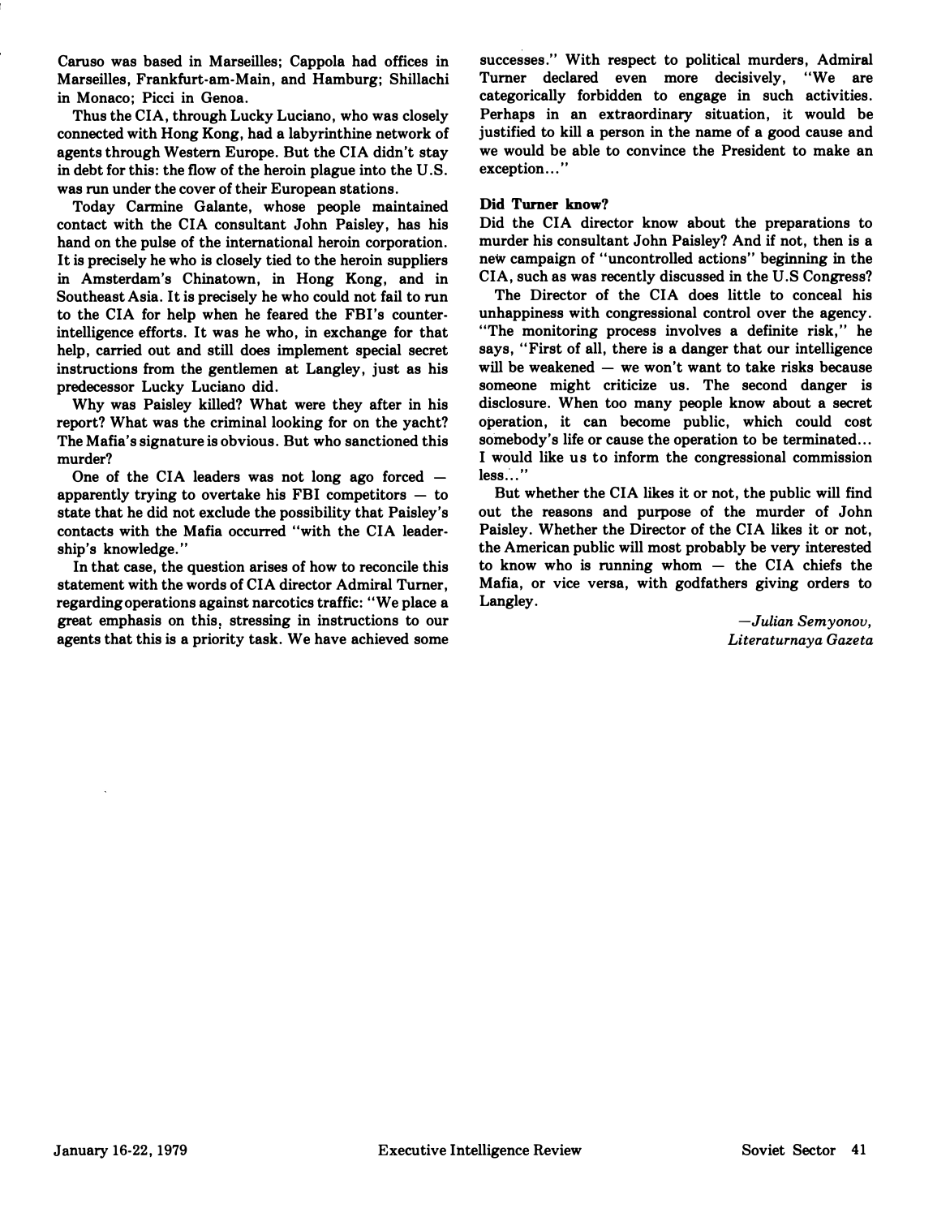Caruso was based in Marseilles; Cappola had offices in Marseilles, Frankfurt-am-Main, and Hamburg; Shillachi in Monaco; Picci in Genoa.

Thus the CIA, through Lucky Luciano, who was closely connected with Hong Kong, had a labyrinthine network of agents through Western Europe. But the CIA didn't stay in debt for this: the flow of the heroin plague into the U.S. was run under the cover of their European stations.

Today Carmine Galante, whose people maintained contact with the CIA consultant John Paisley, has his hand on the pulse of the international heroin corporation. It is precisely he who is closely tied to the heroin suppliers in Amsterdam's Chinatown, in Hong Kong, and in Southeast Asia. It is precisely he who could not fail to run to the CIA for help when he feared the FBI's counter-intelligence efforts. It was he who, in exchange for that help, carried out and still does implement special secret instructions from the gentlemen at Langley, just as his predecessor Lucky Luciano did.

Why was Paisley killed? What were they after in his report? What was the criminal looking for on the yacht? The Mafia's signature is obvious. But who sanctioned this murder?

One of the CIA leaders was not long ago forced — apparently trying to overtake his FBI competitors — to state that he did not exclude the possibility that Paisley's contacts with the Mafia occurred "with the CIA leadership's knowledge."

In that case, the question arises of how to reconcile this statement with the words of CIA director Admiral Turner, regarding operations against narcotics traffic: "We place a great emphasis on this, stressing in instructions to our agents that this is a priority task. We have achieved some successes." With respect to political murders, Admiral Turner declared even more decisively, "We are categorically forbidden to engage in such activities. Perhaps in an extraordinary situation, it would be justified to kill a person in the name of a good cause and we would be able to convince the President to make an exception..."

**Did Turner know?**

Did the CIA director know about the preparations to murder his consultant John Paisley? And if not, then is a new campaign of "uncontrolled actions" beginning in the CIA, such as was recently discussed in the U.S Congress?

The Director of the CIA does little to conceal his unhappiness with congressional control over the agency. "The monitoring process involves a definite risk," he says, "First of all, there is a danger that our intelligence will be weakened — we won't want to take risks because someone might criticize us. The second danger is disclosure. When too many people know about a secret operation, it can become public, which could cost somebody's life or cause the operation to be terminated... I would like us to inform the congressional commission less..."

But whether the CIA likes it or not, the public will find out the reasons and purpose of the murder of John Paisley. Whether the Director of the CIA likes it or not, the American public will most probably be very interested to know who is running whom — the CIA chiefs the Mafia, or vice versa, with godfathers giving orders to Langley.

*—Julian Semyonov,*
*Literaturnaya Gazeta*